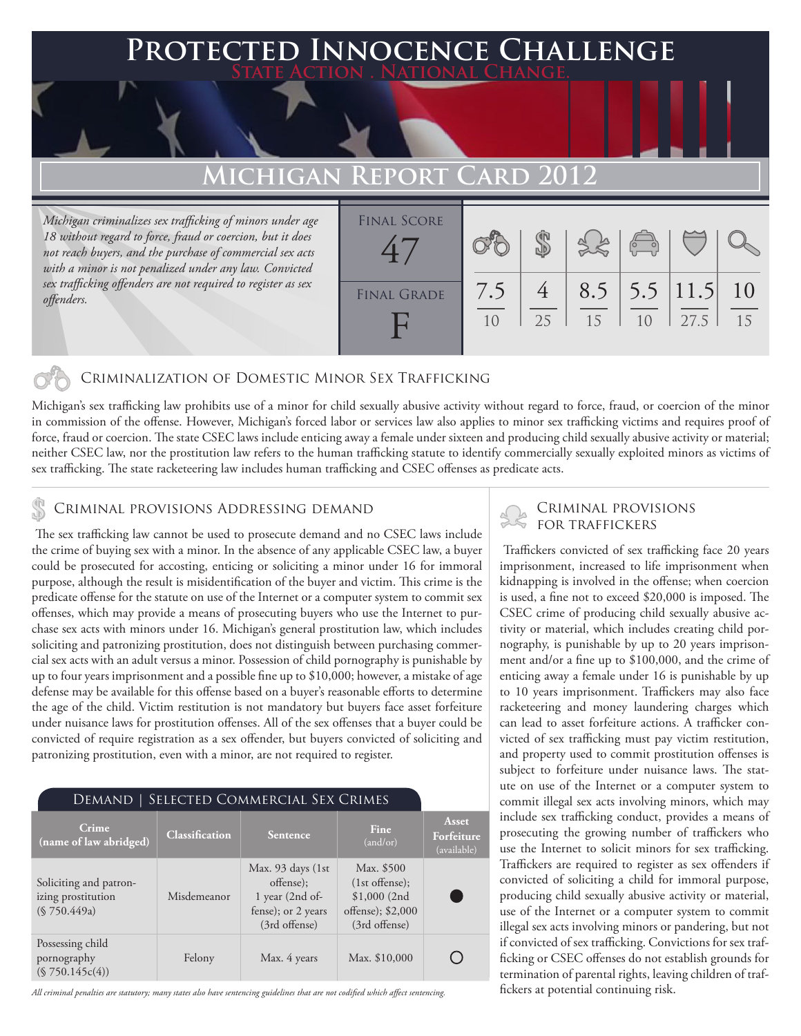# Protected Innocence Challenge

State Action . National Change.

## Michigan Report Card 2012

*Michigan criminalizes sex trafficking of minors under age 18 without regard to force, fraud or coercion, but it does not reach buyers, and the purchase of commercial sex acts with a minor is not penalized under any law. Convicted sex trafficking offenders are not required to register as sex offenders.*

| Final Score | Final Grade |
|---|---|
| 47 | F |

| Criminalization of Domestic Minor Sex Trafficking | Criminal Provisions Addressing Demand | Criminal Provisions for Traffickers | Criminal Provisions for Facilitators | Protective Provisions for Child Victims | Criminal Justice Tools for Investigation and Prosecutions |
|---|---|---|---|---|---|
| 7.5 / 10 | 4 / 25 | 8.5 / 15 | 5.5 / 10 | 11.5 / 27.5 | 10 / 15 |

## Criminalization of Domestic Minor Sex Trafficking

Michigan's sex trafficking law prohibits use of a minor for child sexually abusive activity without regard to force, fraud, or coercion of the minor in commission of the offense. However, Michigan's forced labor or services law also applies to minor sex trafficking victims and requires proof of force, fraud or coercion. The state CSEC laws include enticing away a female under sixteen and producing child sexually abusive activity or material; neither CSEC law, nor the prostitution law refers to the human trafficking statute to identify commercially sexually exploited minors as victims of sex trafficking. The state racketeering law includes human trafficking and CSEC offenses as predicate acts.

## Criminal provisions Addressing demand

The sex trafficking law cannot be used to prosecute demand and no CSEC laws include the crime of buying sex with a minor. In the absence of any applicable CSEC law, a buyer could be prosecuted for accosting, enticing or soliciting a minor under 16 for immoral purpose, although the result is misidentification of the buyer and victim. This crime is the predicate offense for the statute on use of the Internet or a computer system to commit sex offenses, which may provide a means of prosecuting buyers who use the Internet to purchase sex acts with minors under 16. Michigan's general prostitution law, which includes soliciting and patronizing prostitution, does not distinguish between purchasing commercial sex acts with an adult versus a minor. Possession of child pornography is punishable by up to four years imprisonment and a possible fine up to $10,000; however, a mistake of age defense may be available for this offense based on a buyer's reasonable efforts to determine the age of the child. Victim restitution is not mandatory but buyers face asset forfeiture under nuisance laws for prostitution offenses. All of the sex offenses that a buyer could be convicted of require registration as a sex offender, but buyers convicted of soliciting and patronizing prostitution, even with a minor, are not required to register.

### Demand | Selected Commercial Sex Crimes

| Crime (name of law abridged) | Classification | Sentence | Fine (and/or) | Asset Forfeiture (available) |
|---|---|---|---|---|
| Soliciting and patronizing prostitution (§ 750.449a) | Misdemeanor | Max. 93 days (1st offense); 1 year (2nd offense); or 2 years (3rd offense) | Max. $500 (1st offense); $1,000 (2nd offense); $2,000 (3rd offense) | ● |
| Possessing child pornography (§ 750.145c(4)) | Felony | Max. 4 years | Max. $10,000 | ○ |

*All criminal penalties are statutory; many states also have sentencing guidelines that are not codified which affect sentencing.*

## Criminal provisions for traffickers

Traffickers convicted of sex trafficking face 20 years imprisonment, increased to life imprisonment when kidnapping is involved in the offense; when coercion is used, a fine not to exceed $20,000 is imposed. The CSEC crime of producing child sexually abusive activity or material, which includes creating child pornography, is punishable by up to 20 years imprisonment and/or a fine up to $100,000, and the crime of enticing away a female under 16 is punishable by up to 10 years imprisonment. Traffickers may also face racketeering and money laundering charges which can lead to asset forfeiture actions. A trafficker convicted of sex trafficking must pay victim restitution, and property used to commit prostitution offenses is subject to forfeiture under nuisance laws. The statute on use of the Internet or a computer system to commit illegal sex acts involving minors, which may include sex trafficking conduct, provides a means of prosecuting the growing number of traffickers who use the Internet to solicit minors for sex trafficking. Traffickers are required to register as sex offenders if convicted of soliciting a child for immoral purpose, producing child sexually abusive activity or material, use of the Internet or a computer system to commit illegal sex acts involving minors or pandering, but not if convicted of sex trafficking. Convictions for sex trafficking or CSEC offenses do not establish grounds for termination of parental rights, leaving children of traffickers at potential continuing risk.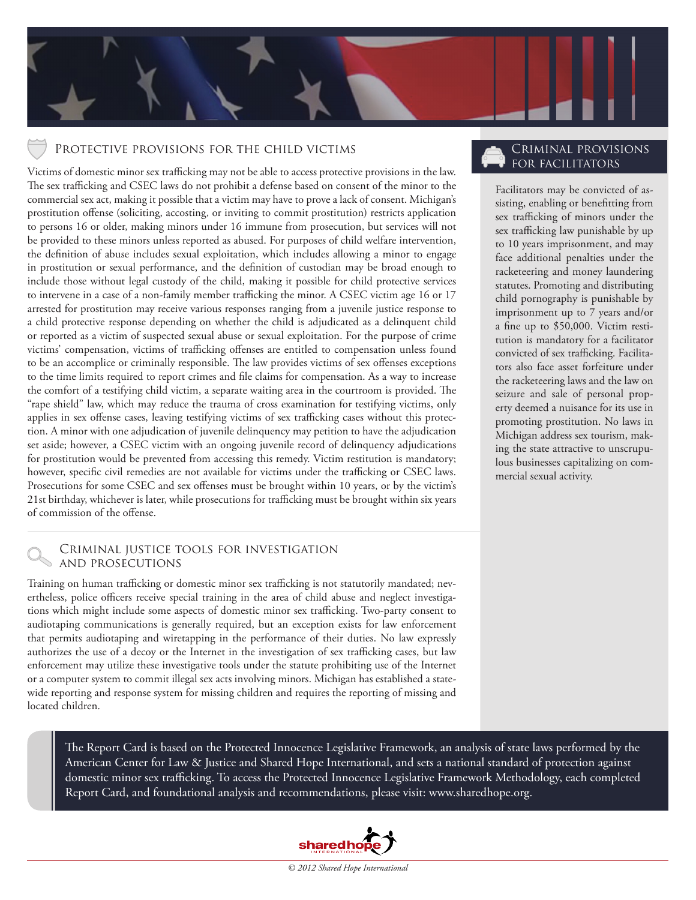## Protective provisions for the child victims

Victims of domestic minor sex trafficking may not be able to access protective provisions in the law. The sex trafficking and CSEC laws do not prohibit a defense based on consent of the minor to the commercial sex act, making it possible that a victim may have to prove a lack of consent. Michigan's prostitution offense (soliciting, accosting, or inviting to commit prostitution) restricts application to persons 16 or older, making minors under 16 immune from prosecution, but services will not be provided to these minors unless reported as abused. For purposes of child welfare intervention, the definition of abuse includes sexual exploitation, which includes allowing a minor to engage in prostitution or sexual performance, and the definition of custodian may be broad enough to include those without legal custody of the child, making it possible for child protective services to intervene in a case of a non-family member trafficking the minor. A CSEC victim age 16 or 17 arrested for prostitution may receive various responses ranging from a juvenile justice response to a child protective response depending on whether the child is adjudicated as a delinquent child or reported as a victim of suspected sexual abuse or sexual exploitation. For the purpose of crime victims' compensation, victims of trafficking offenses are entitled to compensation unless found to be an accomplice or criminally responsible. The law provides victims of sex offenses exceptions to the time limits required to report crimes and file claims for compensation. As a way to increase the comfort of a testifying child victim, a separate waiting area in the courtroom is provided. The "rape shield" law, which may reduce the trauma of cross examination for testifying victims, only applies in sex offense cases, leaving testifying victims of sex trafficking cases without this protection. A minor with one adjudication of juvenile delinquency may petition to have the adjudication set aside; however, a CSEC victim with an ongoing juvenile record of delinquency adjudications for prostitution would be prevented from accessing this remedy. Victim restitution is mandatory; however, specific civil remedies are not available for victims under the trafficking or CSEC laws. Prosecutions for some CSEC and sex offenses must be brought within 10 years, or by the victim's 21st birthday, whichever is later, while prosecutions for trafficking must be brought within six years of commission of the offense.

## Criminal justice tools for investigation and prosecutions

Training on human trafficking or domestic minor sex trafficking is not statutorily mandated; nevertheless, police officers receive special training in the area of child abuse and neglect investigations which might include some aspects of domestic minor sex trafficking. Two-party consent to audiotaping communications is generally required, but an exception exists for law enforcement that permits audiotaping and wiretapping in the performance of their duties. No law expressly authorizes the use of a decoy or the Internet in the investigation of sex trafficking cases, but law enforcement may utilize these investigative tools under the statute prohibiting use of the Internet or a computer system to commit illegal sex acts involving minors. Michigan has established a statewide reporting and response system for missing children and requires the reporting of missing and located children.

## Criminal provisions for facilitators

Facilitators may be convicted of assisting, enabling or benefitting from sex trafficking of minors under the sex trafficking law punishable by up to 10 years imprisonment, and may face additional penalties under the racketeering and money laundering statutes. Promoting and distributing child pornography is punishable by imprisonment up to 7 years and/or a fine up to $50,000. Victim restitution is mandatory for a facilitator convicted of sex trafficking. Facilitators also face asset forfeiture under the racketeering laws and the law on seizure and sale of personal property deemed a nuisance for its use in promoting prostitution. No laws in Michigan address sex tourism, making the state attractive to unscrupulous businesses capitalizing on commercial sexual activity.

The Report Card is based on the Protected Innocence Legislative Framework, an analysis of state laws performed by the American Center for Law & Justice and Shared Hope International, and sets a national standard of protection against domestic minor sex trafficking. To access the Protected Innocence Legislative Framework Methodology, each completed Report Card, and foundational analysis and recommendations, please visit: www.sharedhope.org.

sharedhope INTERNATIONAL

*© 2012 Shared Hope International*